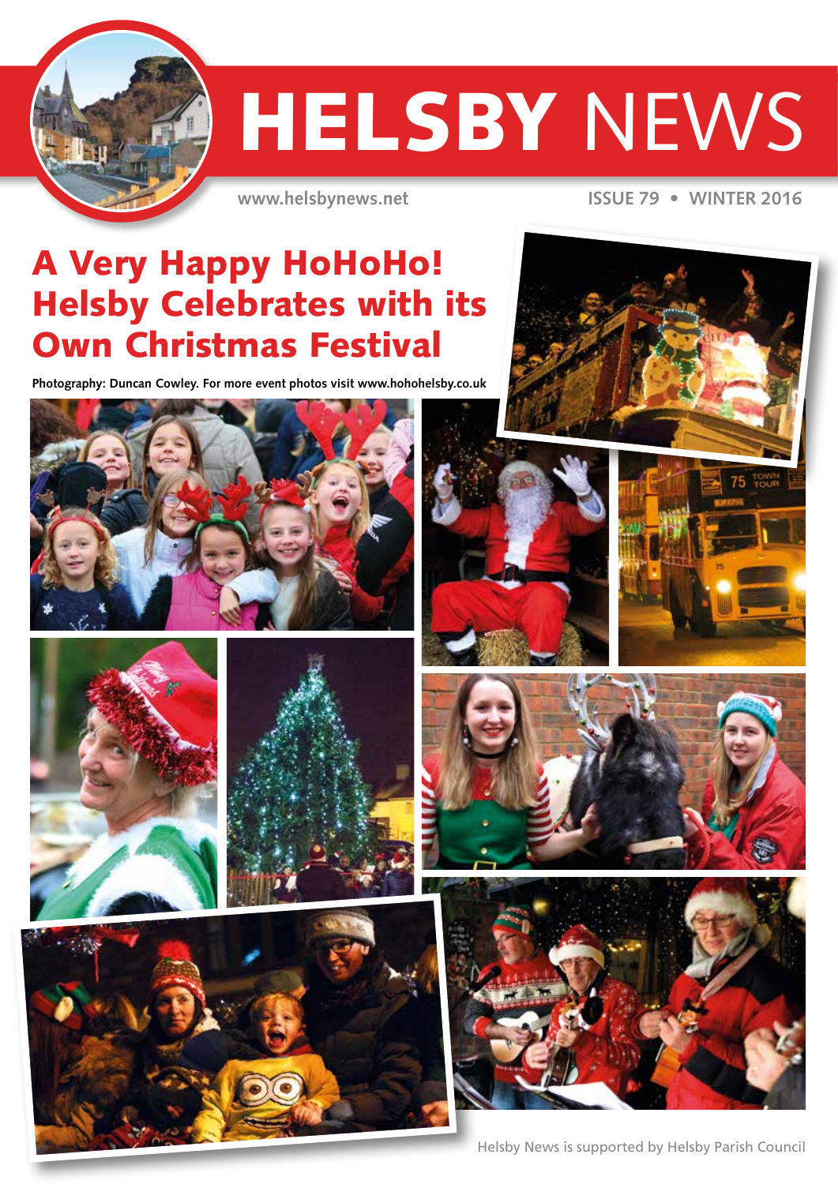# HELSBY NEWS

www.helsbynews.net

ISSUE 79 • WINTER 2016

## A Very Happy HoHoHo! Helsby Celebrates with its Own Christmas Festival

**Photography: Duncan Cowley. For more event photos visit www.hohohelsby.co.uk**

Helsby News is supported by Helsby Parish Council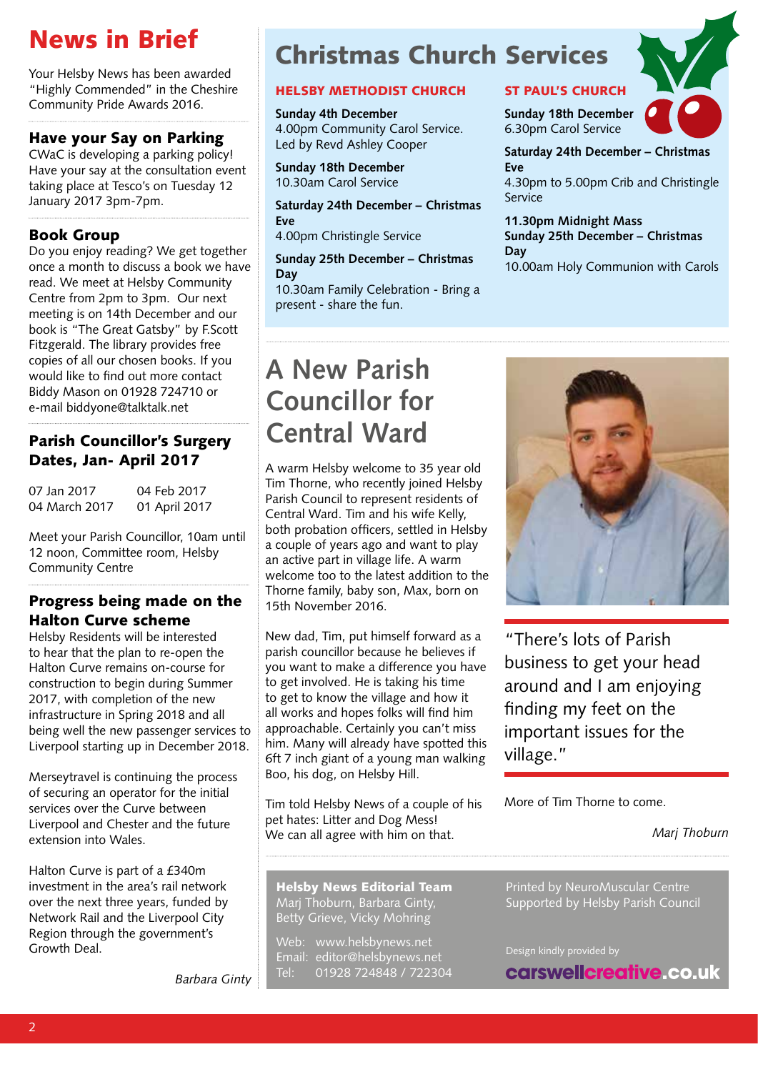# News in Brief

Your Helsby News has been awarded "Highly Commended" in the Cheshire Community Pride Awards 2016.

## Have your Say on Parking

CWaC is developing a parking policy! Have your say at the consultation event taking place at Tesco's on Tuesday 12 January 2017 3pm-7pm.

## Book Group

Do you enjoy reading? We get together once a month to discuss a book we have read. We meet at Helsby Community Centre from 2pm to 3pm. Our next meeting is on 14th December and our book is "The Great Gatsby" by F.Scott Fitzgerald. The library provides free copies of all our chosen books. If you would like to find out more contact Biddy Mason on 01928 724710 or e-mail biddyone@talktalk.net

## Parish Councillor's Surgery Dates, Jan- April 2017

| | |
|---|---|
| 07 Jan 2017 | 04 Feb 2017 |
| 04 March 2017 | 01 April 2017 |

Meet your Parish Councillor, 10am until 12 noon, Committee room, Helsby Community Centre

## Progress being made on the Halton Curve scheme

Helsby Residents will be interested to hear that the plan to re-open the Halton Curve remains on-course for construction to begin during Summer 2017, with completion of the new infrastructure in Spring 2018 and all being well the new passenger services to Liverpool starting up in December 2018.

Merseytravel is continuing the process of securing an operator for the initial services over the Curve between Liverpool and Chester and the future extension into Wales.

Halton Curve is part of a £340m investment in the area's rail network over the next three years, funded by Network Rail and the Liverpool City Region through the government's Growth Deal.

*Barbara Ginty*

# Christmas Church Services

### HELSBY METHODIST CHURCH

**Sunday 4th December**
4.00pm Community Carol Service. Led by Revd Ashley Cooper

**Sunday 18th December**
10.30am Carol Service

**Saturday 24th December – Christmas Eve**
4.00pm Christingle Service

**Sunday 25th December – Christmas Day**
10.30am Family Celebration - Bring a present - share the fun.

### ST PAUL'S CHURCH

**Sunday 18th December**
6.30pm Carol Service

**Saturday 24th December – Christmas Eve**
4.30pm to 5.00pm Crib and Christingle Service

**11.30pm Midnight Mass**

**Sunday 25th December – Christmas Day**
10.00am Holy Communion with Carols

# A New Parish Councillor for Central Ward

A warm Helsby welcome to 35 year old Tim Thorne, who recently joined Helsby Parish Council to represent residents of Central Ward. Tim and his wife Kelly, both probation officers, settled in Helsby a couple of years ago and want to play an active part in village life. A warm welcome too to the latest addition to the Thorne family, baby son, Max, born on 15th November 2016.

New dad, Tim, put himself forward as a parish councillor because he believes if you want to make a difference you have to get involved. He is taking his time to get to know the village and how it all works and hopes folks will find him approachable. Certainly you can't miss him. Many will already have spotted this 6ft 7 inch giant of a young man walking Boo, his dog, on Helsby Hill.

Tim told Helsby News of a couple of his pet hates: Litter and Dog Mess! We can all agree with him on that.

"There's lots of Parish business to get your head around and I am enjoying finding my feet on the important issues for the village."

More of Tim Thorne to come.

*Marj Thoburn*

**Helsby News Editorial Team**
Marj Thoburn, Barbara Ginty, Betty Grieve, Vicky Mohring

Web: www.helsbynews.net
Email: editor@helsbynews.net
Tel: 01928 724848 / 722304

Printed by NeuroMuscular Centre
Supported by Helsby Parish Council

Design kindly provided by
carswellcreative.co.uk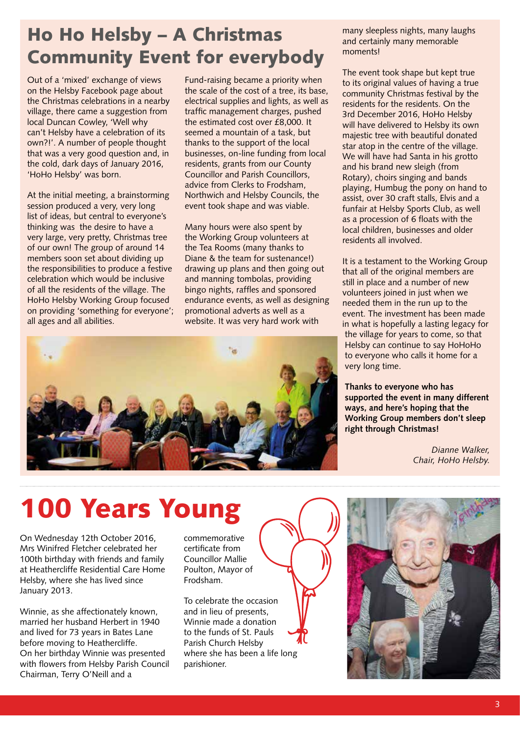# Ho Ho Helsby – A Christmas Community Event for everybody

Out of a 'mixed' exchange of views on the Helsby Facebook page about the Christmas celebrations in a nearby village, there came a suggestion from local Duncan Cowley, 'Well why can't Helsby have a celebration of its own?!'. A number of people thought that was a very good question and, in the cold, dark days of January 2016, 'HoHo Helsby' was born.

At the initial meeting, a brainstorming session produced a very, very long list of ideas, but central to everyone's thinking was the desire to have a very large, very pretty, Christmas tree of our own! The group of around 14 members soon set about dividing up the responsibilities to produce a festive celebration which would be inclusive of all the residents of the village. The HoHo Helsby Working Group focused on providing 'something for everyone'; all ages and all abilities.

Fund-raising became a priority when the scale of the cost of a tree, its base, electrical supplies and lights, as well as traffic management charges, pushed the estimated cost over £8,000. It seemed a mountain of a task, but thanks to the support of the local businesses, on-line funding from local residents, grants from our County Councillor and Parish Councillors, advice from Clerks to Frodsham, Northwich and Helsby Councils, the event took shape and was viable.

Many hours were also spent by the Working Group volunteers at the Tea Rooms (many thanks to Diane & the team for sustenance!) drawing up plans and then going out and manning tombolas, providing bingo nights, raffles and sponsored endurance events, as well as designing promotional adverts as well as a website. It was very hard work with many sleepless nights, many laughs and certainly many memorable moments!

The event took shape but kept true to its original values of having a true community Christmas festival by the residents for the residents. On the 3rd December 2016, HoHo Helsby will have delivered to Helsby its own majestic tree with beautiful donated star atop in the centre of the village. We will have had Santa in his grotto and his brand new sleigh (from Rotary), choirs singing and bands playing, Humbug the pony on hand to assist, over 30 craft stalls, Elvis and a funfair at Helsby Sports Club, as well as a procession of 6 floats with the local children, businesses and older residents all involved.

It is a testament to the Working Group that all of the original members are still in place and a number of new volunteers joined in just when we needed them in the run up to the event. The investment has been made in what is hopefully a lasting legacy for the village for years to come, so that Helsby can continue to say HoHoHo to everyone who calls it home for a very long time.

**Thanks to everyone who has supported the event in many different ways, and here's hoping that the Working Group members don't sleep right through Christmas!**

*Dianne Walker,*
*Chair, HoHo Helsby.*

# 100 Years Young

On Wednesday 12th October 2016, Mrs Winifred Fletcher celebrated her 100th birthday with friends and family at Heathercliffe Residential Care Home Helsby, where she has lived since January 2013.

Winnie, as she affectionately known, married her husband Herbert in 1940 and lived for 73 years in Bates Lane before moving to Heathercliffe.
On her birthday Winnie was presented with flowers from Helsby Parish Council Chairman, Terry O'Neill and a commemorative certificate from Councillor Mallie Poulton, Mayor of Frodsham.

To celebrate the occasion and in lieu of presents, Winnie made a donation to the funds of St. Pauls Parish Church Helsby where she has been a life long parishioner.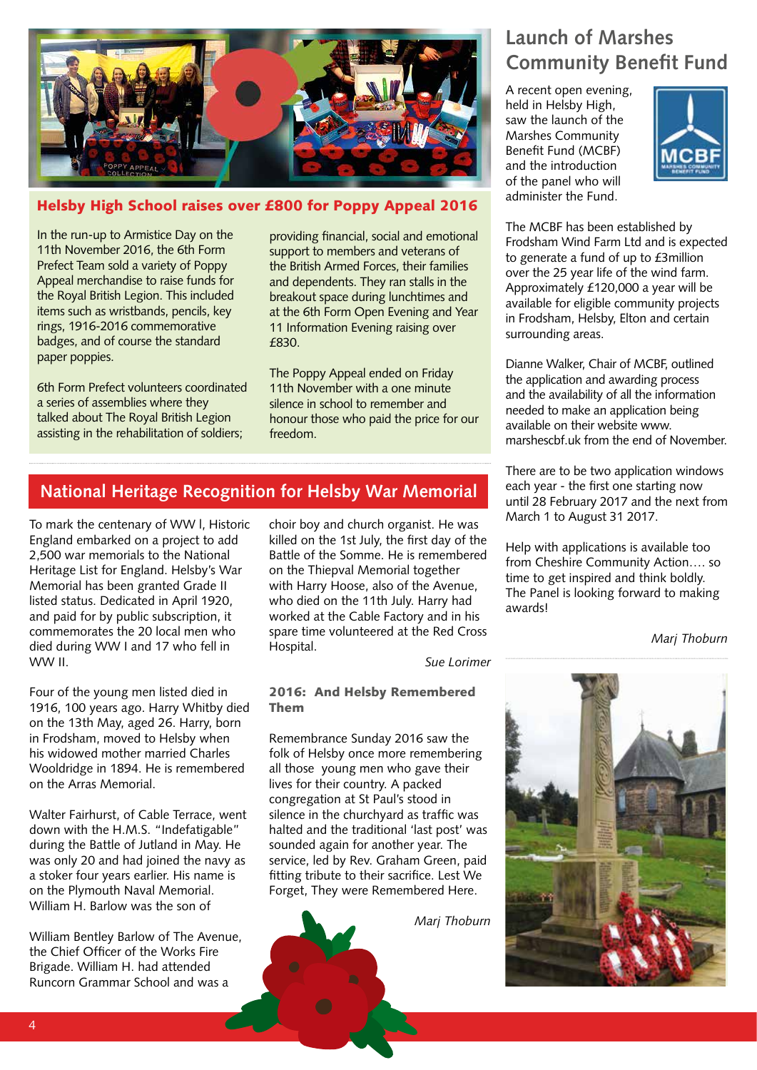## Helsby High School raises over £800 for Poppy Appeal 2016

In the run-up to Armistice Day on the 11th November 2016, the 6th Form Prefect Team sold a variety of Poppy Appeal merchandise to raise funds for the Royal British Legion. This included items such as wristbands, pencils, key rings, 1916-2016 commemorative badges, and of course the standard paper poppies.

6th Form Prefect volunteers coordinated a series of assemblies where they talked about The Royal British Legion assisting in the rehabilitation of soldiers; providing financial, social and emotional support to members and veterans of the British Armed Forces, their families and dependents. They ran stalls in the breakout space during lunchtimes and at the 6th Form Open Evening and Year 11 Information Evening raising over £830.

The Poppy Appeal ended on Friday 11th November with a one minute silence in school to remember and honour those who paid the price for our freedom.

## National Heritage Recognition for Helsby War Memorial

To mark the centenary of WW I, Historic England embarked on a project to add 2,500 war memorials to the National Heritage List for England. Helsby's War Memorial has been granted Grade II listed status. Dedicated in April 1920, and paid for by public subscription, it commemorates the 20 local men who died during WW I and 17 who fell in WW II.

Four of the young men listed died in 1916, 100 years ago. Harry Whitby died on the 13th May, aged 26. Harry, born in Frodsham, moved to Helsby when his widowed mother married Charles Wooldridge in 1894. He is remembered on the Arras Memorial.

Walter Fairhurst, of Cable Terrace, went down with the H.M.S. "Indefatigable" during the Battle of Jutland in May. He was only 20 and had joined the navy as a stoker four years earlier. His name is on the Plymouth Naval Memorial. William H. Barlow was the son of

William Bentley Barlow of The Avenue, the Chief Officer of the Works Fire Brigade. William H. had attended Runcorn Grammar School and was a choir boy and church organist. He was killed on the 1st July, the first day of the Battle of the Somme. He is remembered on the Thiepval Memorial together with Harry Hoose, also of the Avenue, who died on the 11th July. Harry had worked at the Cable Factory and in his spare time volunteered at the Red Cross Hospital.

*Sue Lorimer*

### 2016: And Helsby Remembered Them

Remembrance Sunday 2016 saw the folk of Helsby once more remembering all those young men who gave their lives for their country. A packed congregation at St Paul's stood in silence in the churchyard as traffic was halted and the traditional 'last post' was sounded again for another year. The service, led by Rev. Graham Green, paid fitting tribute to their sacrifice. Lest We Forget, They were Remembered Here.

*Marj Thoburn*

## Launch of Marshes Community Benefit Fund

A recent open evening, held in Helsby High, saw the launch of the Marshes Community Benefit Fund (MCBF) and the introduction of the panel who will administer the Fund.

The MCBF has been established by Frodsham Wind Farm Ltd and is expected to generate a fund of up to £3million over the 25 year life of the wind farm. Approximately £120,000 a year will be available for eligible community projects in Frodsham, Helsby, Elton and certain surrounding areas.

Dianne Walker, Chair of MCBF, outlined the application and awarding process and the availability of all the information needed to make an application being available on their website www.marshescbf.uk from the end of November.

There are to be two application windows each year - the first one starting now until 28 February 2017 and the next from March 1 to August 31 2017.

Help with applications is available too from Cheshire Community Action…. so time to get inspired and think boldly. The Panel is looking forward to making awards!

*Marj Thoburn*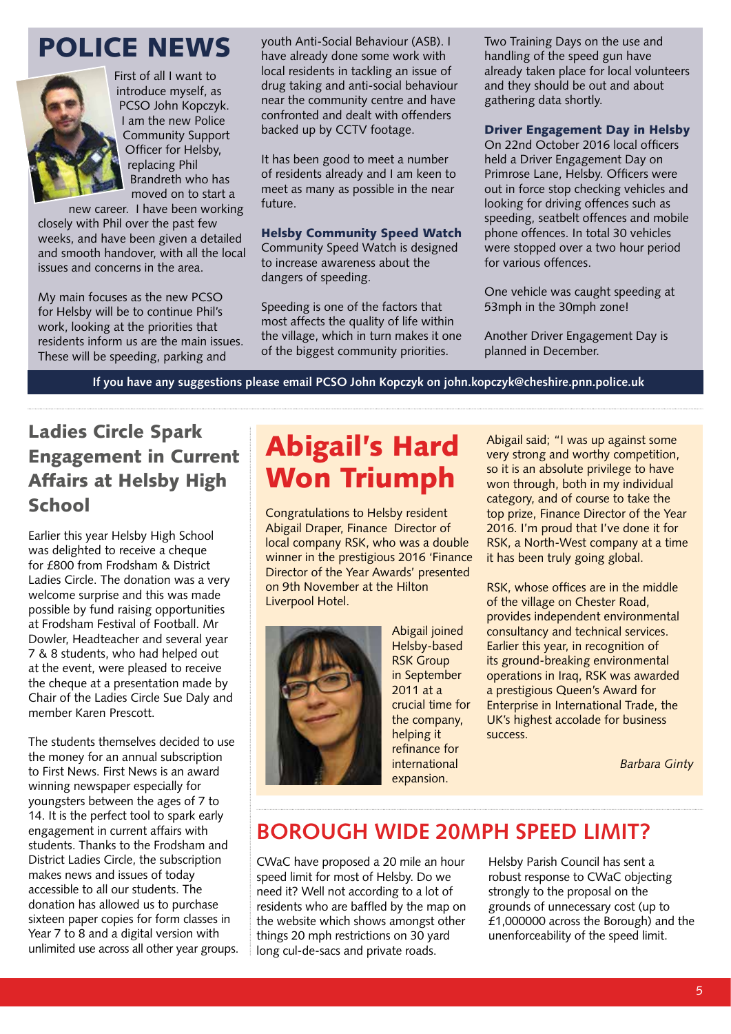# POLICE NEWS

First of all I want to introduce myself, as PCSO John Kopczyk. I am the new Police Community Support Officer for Helsby, replacing Phil Brandreth who has moved on to start a new career. I have been working closely with Phil over the past few weeks, and have been given a detailed and smooth handover, with all the local issues and concerns in the area.

My main focuses as the new PCSO for Helsby will be to continue Phil's work, looking at the priorities that residents inform us are the main issues. These will be speeding, parking and youth Anti-Social Behaviour (ASB). I have already done some work with local residents in tackling an issue of drug taking and anti-social behaviour near the community centre and have confronted and dealt with offenders backed up by CCTV footage.

It has been good to meet a number of residents already and I am keen to meet as many as possible in the near future.

### Helsby Community Speed Watch

Community Speed Watch is designed to increase awareness about the dangers of speeding.

Speeding is one of the factors that most affects the quality of life within the village, which in turn makes it one of the biggest community priorities.

Two Training Days on the use and handling of the speed gun have already taken place for local volunteers and they should be out and about gathering data shortly.

### Driver Engagement Day in Helsby

On 22nd October 2016 local officers held a Driver Engagement Day on Primrose Lane, Helsby. Officers were out in force stop checking vehicles and looking for driving offences such as speeding, seatbelt offences and mobile phone offences. In total 30 vehicles were stopped over a two hour period for various offences.

One vehicle was caught speeding at 53mph in the 30mph zone!

Another Driver Engagement Day is planned in December.

**If you have any suggestions please email PCSO John Kopczyk on john.kopczyk@cheshire.pnn.police.uk**

## Ladies Circle Spark Engagement in Current Affairs at Helsby High School

Earlier this year Helsby High School was delighted to receive a cheque for £800 from Frodsham & District Ladies Circle. The donation was a very welcome surprise and this was made possible by fund raising opportunities at Frodsham Festival of Football. Mr Dowler, Headteacher and several year 7 & 8 students, who had helped out at the event, were pleased to receive the cheque at a presentation made by Chair of the Ladies Circle Sue Daly and member Karen Prescott.

The students themselves decided to use the money for an annual subscription to First News. First News is an award winning newspaper especially for youngsters between the ages of 7 to 14. It is the perfect tool to spark early engagement in current affairs with students. Thanks to the Frodsham and District Ladies Circle, the subscription makes news and issues of today accessible to all our students. The donation has allowed us to purchase sixteen paper copies for form classes in Year 7 to 8 and a digital version with unlimited use across all other year groups.

# Abigail's Hard Won Triumph

Congratulations to Helsby resident Abigail Draper, Finance Director of local company RSK, who was a double winner in the prestigious 2016 'Finance Director of the Year Awards' presented on 9th November at the Hilton Liverpool Hotel.

Abigail joined Helsby-based RSK Group in September 2011 at a crucial time for the company, helping it refinance for international expansion.

Abigail said; "I was up against some very strong and worthy competition, so it is an absolute privilege to have won through, both in my individual category, and of course to take the top prize, Finance Director of the Year 2016. I'm proud that I've done it for RSK, a North-West company at a time it has been truly going global.

RSK, whose offices are in the middle of the village on Chester Road, provides independent environmental consultancy and technical services. Earlier this year, in recognition of its ground-breaking environmental operations in Iraq, RSK was awarded a prestigious Queen's Award for Enterprise in International Trade, the UK's highest accolade for business success.

*Barbara Ginty*

## BOROUGH WIDE 20MPH SPEED LIMIT?

CWaC have proposed a 20 mile an hour speed limit for most of Helsby. Do we need it? Well not according to a lot of residents who are baffled by the map on the website which shows amongst other things 20 mph restrictions on 30 yard long cul-de-sacs and private roads.

Helsby Parish Council has sent a robust response to CWaC objecting strongly to the proposal on the grounds of unnecessary cost (up to £1,000000 across the Borough) and the unenforceability of the speed limit.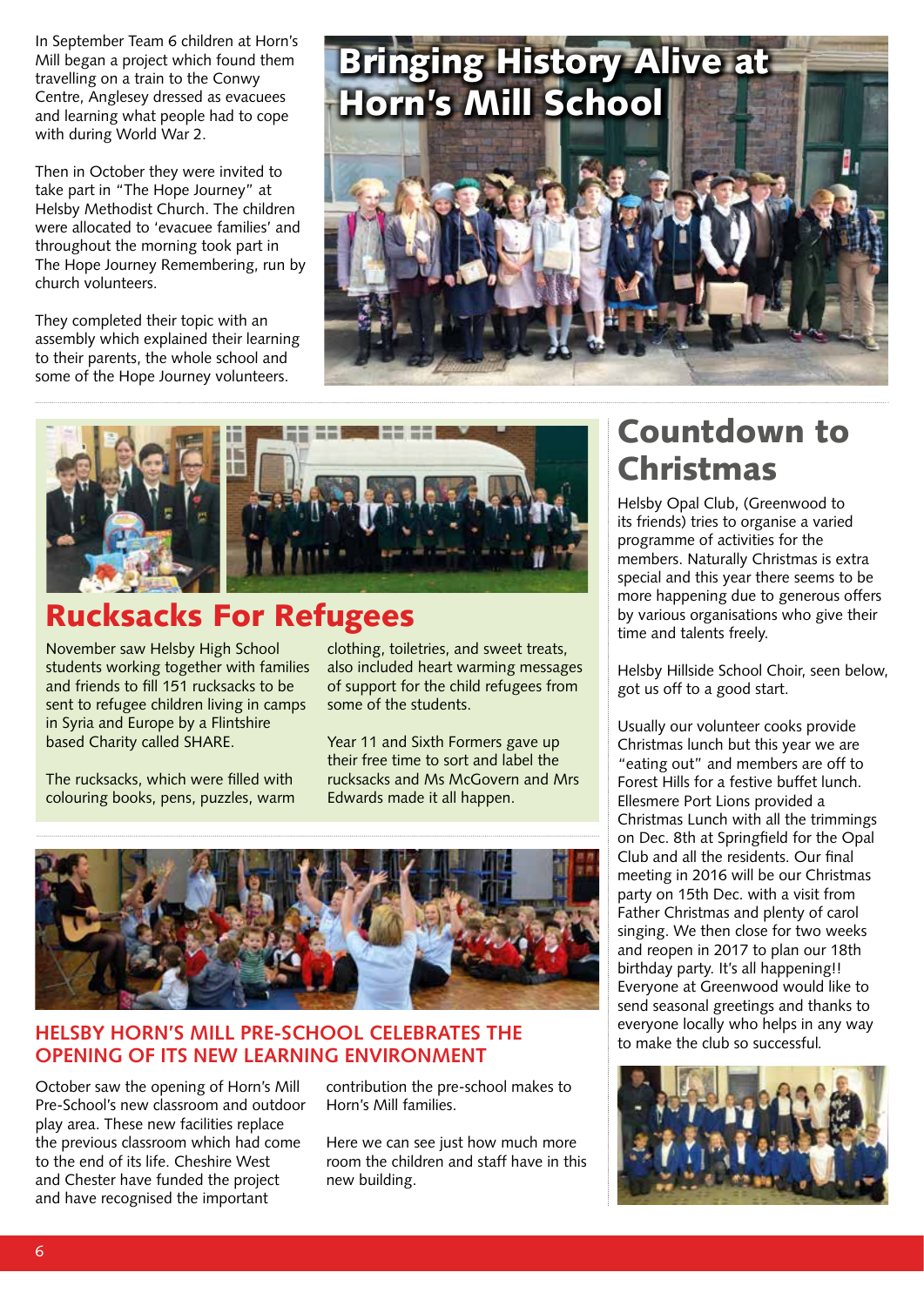# Bringing History Alive at Horn's Mill School

In September Team 6 children at Horn's Mill began a project which found them travelling on a train to the Conwy Centre, Anglesey dressed as evacuees and learning what people had to cope with during World War 2.

Then in October they were invited to take part in "The Hope Journey" at Helsby Methodist Church. The children were allocated to 'evacuee families' and throughout the morning took part in The Hope Journey Remembering, run by church volunteers.

They completed their topic with an assembly which explained their learning to their parents, the whole school and some of the Hope Journey volunteers.

## Rucksacks For Refugees

November saw Helsby High School students working together with families and friends to fill 151 rucksacks to be sent to refugee children living in camps in Syria and Europe by a Flintshire based Charity called SHARE.

The rucksacks, which were filled with colouring books, pens, puzzles, warm clothing, toiletries, and sweet treats, also included heart warming messages of support for the child refugees from some of the students.

Year 11 and Sixth Formers gave up their free time to sort and label the rucksacks and Ms McGovern and Mrs Edwards made it all happen.

## HELSBY HORN'S MILL PRE-SCHOOL CELEBRATES THE OPENING OF ITS NEW LEARNING ENVIRONMENT

October saw the opening of Horn's Mill Pre-School's new classroom and outdoor play area. These new facilities replace the previous classroom which had come to the end of its life. Cheshire West and Chester have funded the project and have recognised the important contribution the pre-school makes to Horn's Mill families.

Here we can see just how much more room the children and staff have in this new building.

## Countdown to Christmas

Helsby Opal Club, (Greenwood to its friends) tries to organise a varied programme of activities for the members. Naturally Christmas is extra special and this year there seems to be more happening due to generous offers by various organisations who give their time and talents freely.

Helsby Hillside School Choir, seen below, got us off to a good start.

Usually our volunteer cooks provide Christmas lunch but this year we are "eating out" and members are off to Forest Hills for a festive buffet lunch. Ellesmere Port Lions provided a Christmas Lunch with all the trimmings on Dec. 8th at Springfield for the Opal Club and all the residents. Our final meeting in 2016 will be our Christmas party on 15th Dec. with a visit from Father Christmas and plenty of carol singing. We then close for two weeks and reopen in 2017 to plan our 18th birthday party. It's all happening!! Everyone at Greenwood would like to send seasonal greetings and thanks to everyone locally who helps in any way to make the club so successful.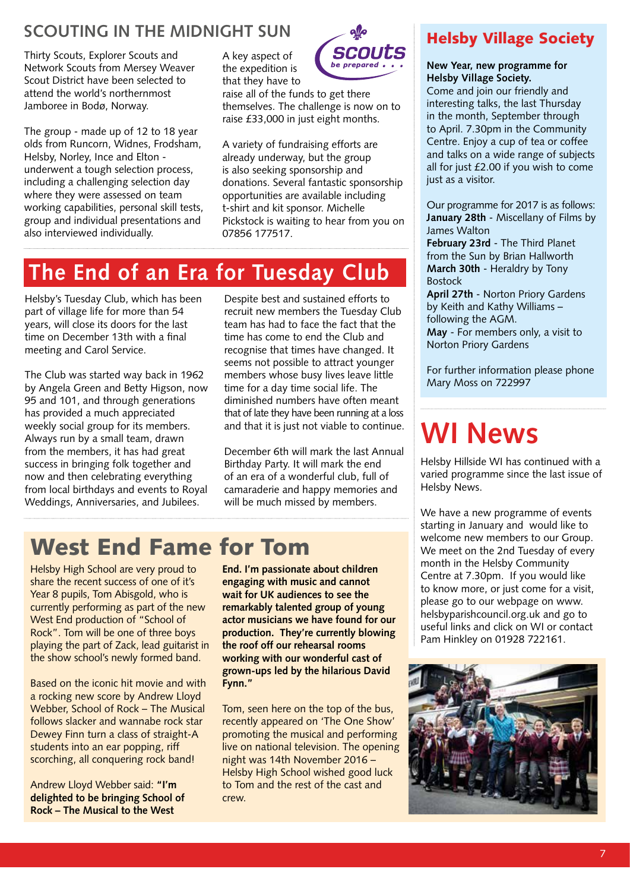## SCOUTING IN THE MIDNIGHT SUN

Thirty Scouts, Explorer Scouts and Network Scouts from Mersey Weaver Scout District have been selected to attend the world's northernmost Jamboree in Bodø, Norway.

The group - made up of 12 to 18 year olds from Runcorn, Widnes, Frodsham, Helsby, Norley, Ince and Elton - underwent a tough selection process, including a challenging selection day where they were assessed on team working capabilities, personal skill tests, group and individual presentations and also interviewed individually.

A key aspect of the expedition is that they have to raise all of the funds to get there themselves. The challenge is now on to raise £33,000 in just eight months.

A variety of fundraising efforts are already underway, but the group is also seeking sponsorship and donations. Several fantastic sponsorship opportunities are available including t-shirt and kit sponsor. Michelle Pickstock is waiting to hear from you on 07856 177517.

# The End of an Era for Tuesday Club

Helsby's Tuesday Club, which has been part of village life for more than 54 years, will close its doors for the last time on December 13th with a final meeting and Carol Service.

The Club was started way back in 1962 by Angela Green and Betty Higson, now 95 and 101, and through generations has provided a much appreciated weekly social group for its members. Always run by a small team, drawn from the members, it has had great success in bringing folk together and now and then celebrating everything from local birthdays and events to Royal Weddings, Anniversaries, and Jubilees.

Despite best and sustained efforts to recruit new members the Tuesday Club team has had to face the fact that the time has come to end the Club and recognise that times have changed. It seems not possible to attract younger members whose busy lives leave little time for a day time social life. The diminished numbers have often meant that of late they have been running at a loss and that it is just not viable to continue.

December 6th will mark the last Annual Birthday Party. It will mark the end of an era of a wonderful club, full of camaraderie and happy memories and will be much missed by members.

# West End Fame for Tom

Helsby High School are very proud to share the recent success of one of it's Year 8 pupils, Tom Abisgold, who is currently performing as part of the new West End production of "School of Rock". Tom will be one of three boys playing the part of Zack, lead guitarist in the show school's newly formed band.

Based on the iconic hit movie and with a rocking new score by Andrew Lloyd Webber, School of Rock – The Musical follows slacker and wannabe rock star Dewey Finn turn a class of straight-A students into an ear popping, riff scorching, all conquering rock band!

Andrew Lloyd Webber said: **"I'm delighted to be bringing School of Rock – The Musical to the West End. I'm passionate about children engaging with music and cannot wait for UK audiences to see the remarkably talented group of young actor musicians we have found for our production. They're currently blowing the roof off our rehearsal rooms working with our wonderful cast of grown-ups led by the hilarious David Fynn."**

Tom, seen here on the top of the bus, recently appeared on 'The One Show' promoting the musical and performing live on national television. The opening night was 14th November 2016 – Helsby High School wished good luck to Tom and the rest of the cast and crew.

## Helsby Village Society

**New Year, new programme for Helsby Village Society.**

Come and join our friendly and interesting talks, the last Thursday in the month, September through to April. 7.30pm in the Community Centre. Enjoy a cup of tea or coffee and talks on a wide range of subjects all for just £2.00 if you wish to come just as a visitor.

Our programme for 2017 is as follows:

**January 28th** - Miscellany of Films by James Walton
**February 23rd** - The Third Planet from the Sun by Brian Hallworth
**March 30th** - Heraldry by Tony Bostock
**April 27th** - Norton Priory Gardens by Keith and Kathy Williams – following the AGM.
**May** - For members only, a visit to Norton Priory Gardens

For further information please phone Mary Moss on 722997

# WI News

Helsby Hillside WI has continued with a varied programme since the last issue of Helsby News.

We have a new programme of events starting in January and would like to welcome new members to our Group. We meet on the 2nd Tuesday of every month in the Helsby Community Centre at 7.30pm. If you would like to know more, or just come for a visit, please go to our webpage on www. helsbyparishcouncil.org.uk and go to useful links and click on WI or contact Pam Hinkley on 01928 722161.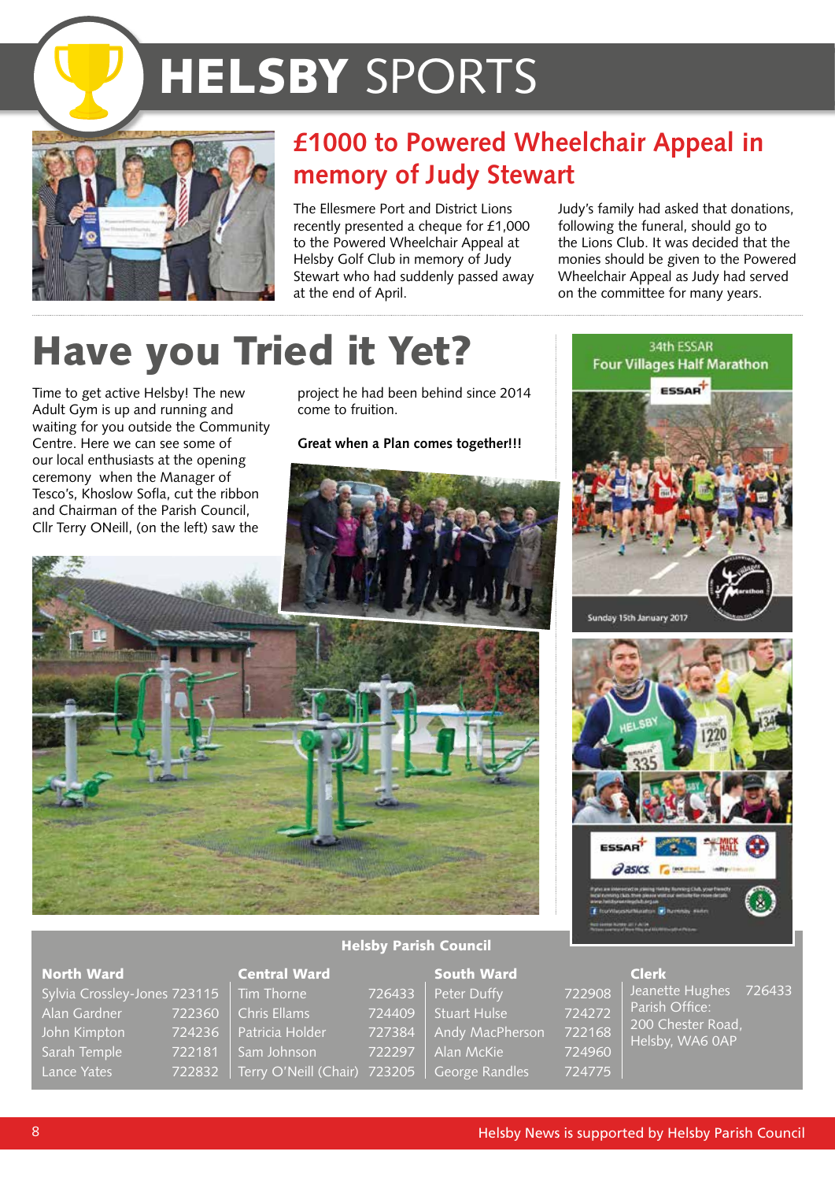# HELSBY SPORTS

## £1000 to Powered Wheelchair Appeal in memory of Judy Stewart

The Ellesmere Port and District Lions recently presented a cheque for £1,000 to the Powered Wheelchair Appeal at Helsby Golf Club in memory of Judy Stewart who had suddenly passed away at the end of April.

Judy's family had asked that donations, following the funeral, should go to the Lions Club. It was decided that the monies should be given to the Powered Wheelchair Appeal as Judy had served on the committee for many years.

## Have you Tried it Yet?

Time to get active Helsby! The new Adult Gym is up and running and waiting for you outside the Community Centre. Here we can see some of our local enthusiasts at the opening ceremony when the Manager of Tesco's, Khoslow Sofla, cut the ribbon and Chairman of the Parish Council, Cllr Terry ONeill, (on the left) saw the project he had been behind since 2014 come to fruition.

**Great when a Plan comes together!!!**

34th ESSAR
Four Villages Half Marathon

Sunday 15th January 2017

## Helsby Parish Council

| North Ward | | Central Ward | | South Ward | | Clerk | |
|---|---|---|---|---|---|---|---|
| Sylvia Crossley-Jones | 723115 | Tim Thorne | 726433 | Peter Duffy | 722908 | Jeanette Hughes | 726433 |
| Alan Gardner | 722360 | Chris Ellams | 724409 | Stuart Hulse | 724272 | Parish Office: | |
| John Kimpton | 724236 | Patricia Holder | 727384 | Andy MacPherson | 722168 | 200 Chester Road, | |
| Sarah Temple | 722181 | Sam Johnson | 722297 | Alan McKie | 724960 | Helsby, WA6 0AP | |
| Lance Yates | 722832 | Terry O'Neill (Chair) | 723205 | George Randles | 724775 | | |

Helsby News is supported by Helsby Parish Council